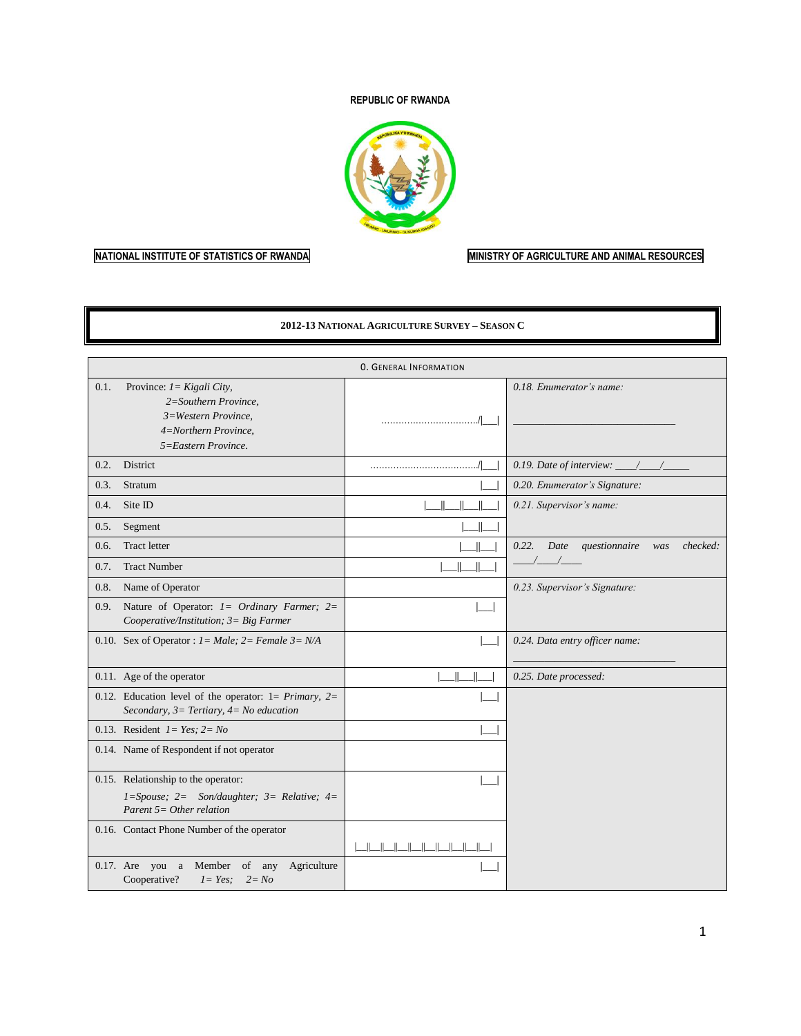**REPUBLIC OF RWANDA**

**NATIONAL INSTITUTE OF STATISTICS OF RWANDA**

**MINISTRY OF AGRICULTURE AND ANIMAL RESOURCES**

# 2012-13 NATIONAL AGRICULTURE SURVEY – SEASON C

| 0. GENERAL INFORMATION | | |
|---|---|---|
| 0.1. Province: *1= Kigali City, 2=Southern Province, 3=Western Province, 4=Northern Province, 5=Eastern Province.* | ................................./\|\_\_\_\| | *0.18. Enumerator's name:* \_\_\_\_\_\_\_\_\_\_\_\_\_\_\_\_\_\_\_\_\_\_\_\_\_\_\_\_\_\_ |
| 0.2. District | ....................................../\|\_\_\_\| | *0.19. Date of interview: \_\_\_\_/\_\_\_\_/\_\_\_\_\_* |
| 0.3. Stratum | \|\_\_\_\| | *0.20. Enumerator's Signature:* |
| 0.4. Site ID | \|\_\_\_\|\|\_\_\_\|\|\_\_\_\|\|\_\_\_\| | *0.21. Supervisor's name:* |
| 0.5. Segment | \|\_\_\_\|\|\_\_\_\| | |
| 0.6. Tract letter | \|\_\_\_\|\|\_\_\_\| | *0.22. Date questionnaire was checked: \_\_\_\_/\_\_\_\_/\_\_\_\_* |
| 0.7. Tract Number | \|\_\_\_\|\|\_\_\_\|\|\_\_\_\| | |
| 0.8. Name of Operator | | *0.23. Supervisor's Signature:* |
| 0.9. Nature of Operator: *1= Ordinary Farmer; 2= Cooperative/Institution; 3= Big Farmer* | \|\_\_\_\| | |
| 0.10. Sex of Operator : *1= Male; 2= Female 3= N/A* | \|\_\_\_\| | *0.24. Data entry officer name:* \_\_\_\_\_\_\_\_\_\_\_\_\_\_\_\_\_\_\_\_\_\_\_\_\_\_\_\_\_\_ |
| 0.11. Age of the operator | \|\_\_\_\|\|\_\_\_\|\|\_\_\_\| | *0.25. Date processed:* |
| 0.12. Education level of the operator: 1= *Primary, 2= Secondary, 3= Tertiary, 4= No education* | \|\_\_\_\| | |
| 0.13. Resident *1= Yes; 2= No* | \|\_\_\_\| | |
| 0.14. Name of Respondent if not operator | | |
| 0.15. Relationship to the operator: *1=Spouse; 2= Son/daughter; 3= Relative; 4= Parent 5= Other relation* | \|\_\_\_\| | |
| 0.16. Contact Phone Number of the operator | \|\_\_\|\|\_\_\|\|\_\_\|\|\_\_\|\|\_\_\|\|\_\_\|\|\_\_\|\|\_\_\|\|\_\_\|\|\_\_\| | |
| 0.17. Are you a Member of any Agriculture Cooperative? *1= Yes; 2= No* | \|\_\_\_\| | |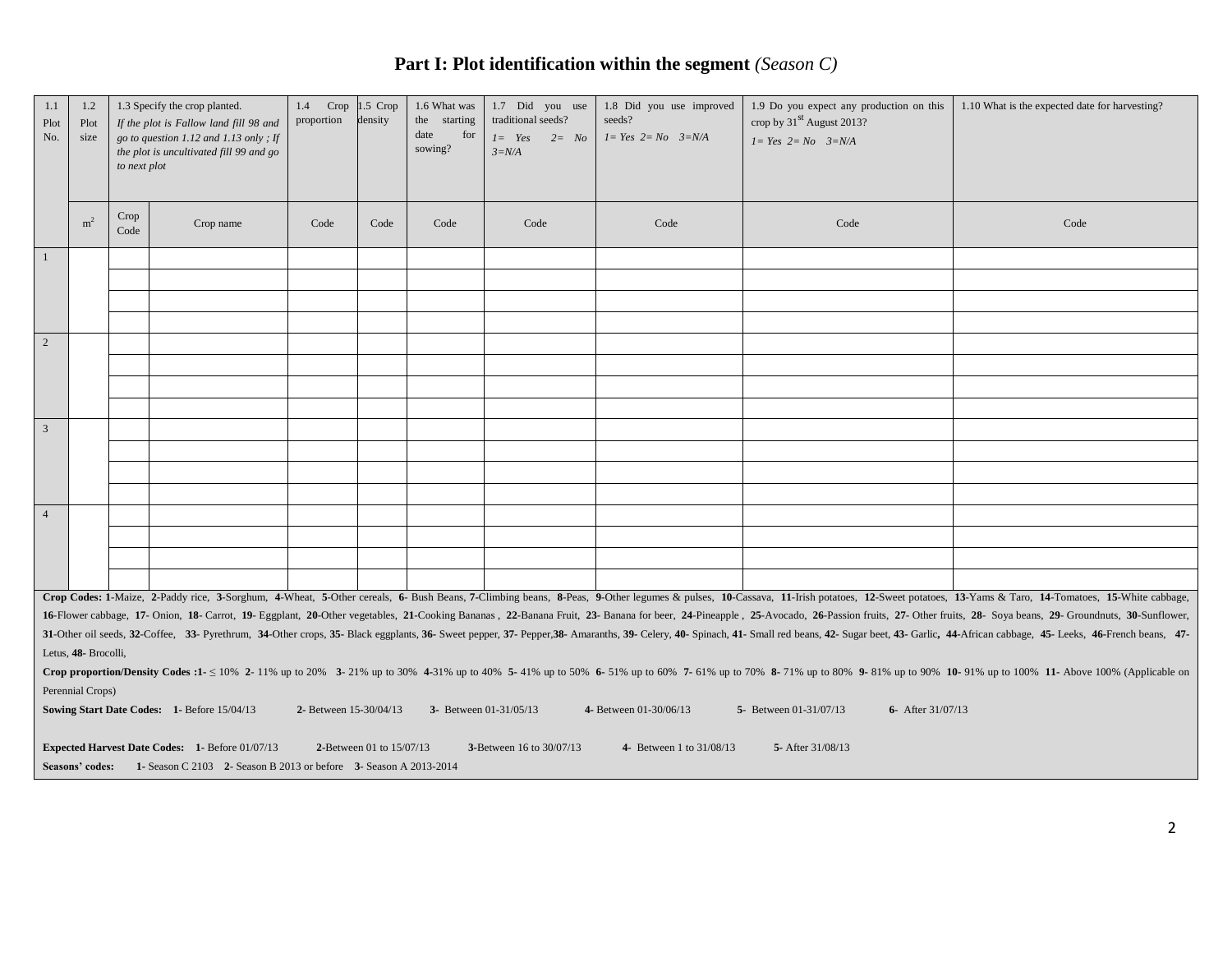## Part I: Plot identification within the segment *(Season C)*

| 1.1 Plot No. | 1.2 Plot size | 1.3 Specify the crop planted. *If the plot is Fallow land fill 98 and go to question 1.12 and 1.13 only ; If the plot is uncultivated fill 99 and go to next plot* | | 1.4 Crop proportion | 1.5 Crop density | 1.6 What was the starting date for sowing? | 1.7 Did you use traditional seeds? *1= Yes 2= No 3=N/A* | 1.8 Did you use improved seeds? *1= Yes 2= No 3=N/A* | 1.9 Do you expect any production on this crop by 31st August 2013? *1= Yes 2= No 3=N/A* | 1.10 What is the expected date for harvesting? |
|---|---|---|---|---|---|---|---|---|---|---|
| | $m^2$ | Crop Code | Crop name | Code | Code | Code | Code | Code | Code | Code |
| 1 | | | | | | | | | | |
| | | | | | | | | | | |
| | | | | | | | | | | |
| | | | | | | | | | | |
| 2 | | | | | | | | | | |
| | | | | | | | | | | |
| | | | | | | | | | | |
| | | | | | | | | | | |
| 3 | | | | | | | | | | |
| | | | | | | | | | | |
| | | | | | | | | | | |
| | | | | | | | | | | |
| 4 | | | | | | | | | | |
| | | | | | | | | | | |
| | | | | | | | | | | |
| | | | | | | | | | | |

**Crop Codes: 1**-Maize, **2**-Paddy rice, **3**-Sorghum, **4**-Wheat, **5**-Other cereals, **6**- Bush Beans, **7**-Climbing beans, **8**-Peas, **9**-Other legumes & pulses, **10**-Cassava, **11**-Irish potatoes, **12**-Sweet potatoes, **13**-Yams & Taro, **14**-Tomatoes, **15**-White cabbage, **16**-Flower cabbage, **17**- Onion, **18**- Carrot, **19**- Eggplant, **20**-Other vegetables, **21**-Cooking Bananas , **22**-Banana Fruit, **23**- Banana for beer, **24**-Pineapple , **25**-Avocado, **26**-Passion fruits, **27**- Other fruits, **28**- Soya beans, **29**- Groundnuts, **30**-Sunflower, **31**-Other oil seeds, **32**-Coffee, **33**- Pyrethrum, **34**-Other crops, **35**- Black eggplants, **36**- Sweet pepper, **37**- Pepper,**38**- Amaranths, **39**- Celery, **40**- Spinach, **41**- Small red beans, **42**- Sugar beet, **43**- Garlic, **44**-African cabbage, **45**- Leeks, **46**-French beans, **47**-Letus, **48**- Brocolli,

**Crop proportion/Density Codes :1**- ≤ 10% **2**- 11% up to 20% **3**- 21% up to 30% **4**-31% up to 40% **5**- 41% up to 50% **6**- 51% up to 60% **7**- 61% up to 70% **8**- 71% up to 80% **9**- 81% up to 90% **10**- 91% up to 100% **11**- Above 100% (Applicable on Perennial Crops)

**Sowing Start Date Codes: 1**- Before 15/04/13 **2**- Between 15-30/04/13 **3**- Between 01-31/05/13 **4**- Between 01-30/06/13 **5**- Between 01-31/07/13 **6**- After 31/07/13

**Expected Harvest Date Codes: 1**- Before 01/07/13 **2**-Between 01 to 15/07/13 **3**-Between 16 to 30/07/13 **4**- Between 1 to 31/08/13 **5**- After 31/08/13

**Seasons' codes: 1**- Season C 2103 **2**- Season B 2013 or before **3**- Season A 2013-2014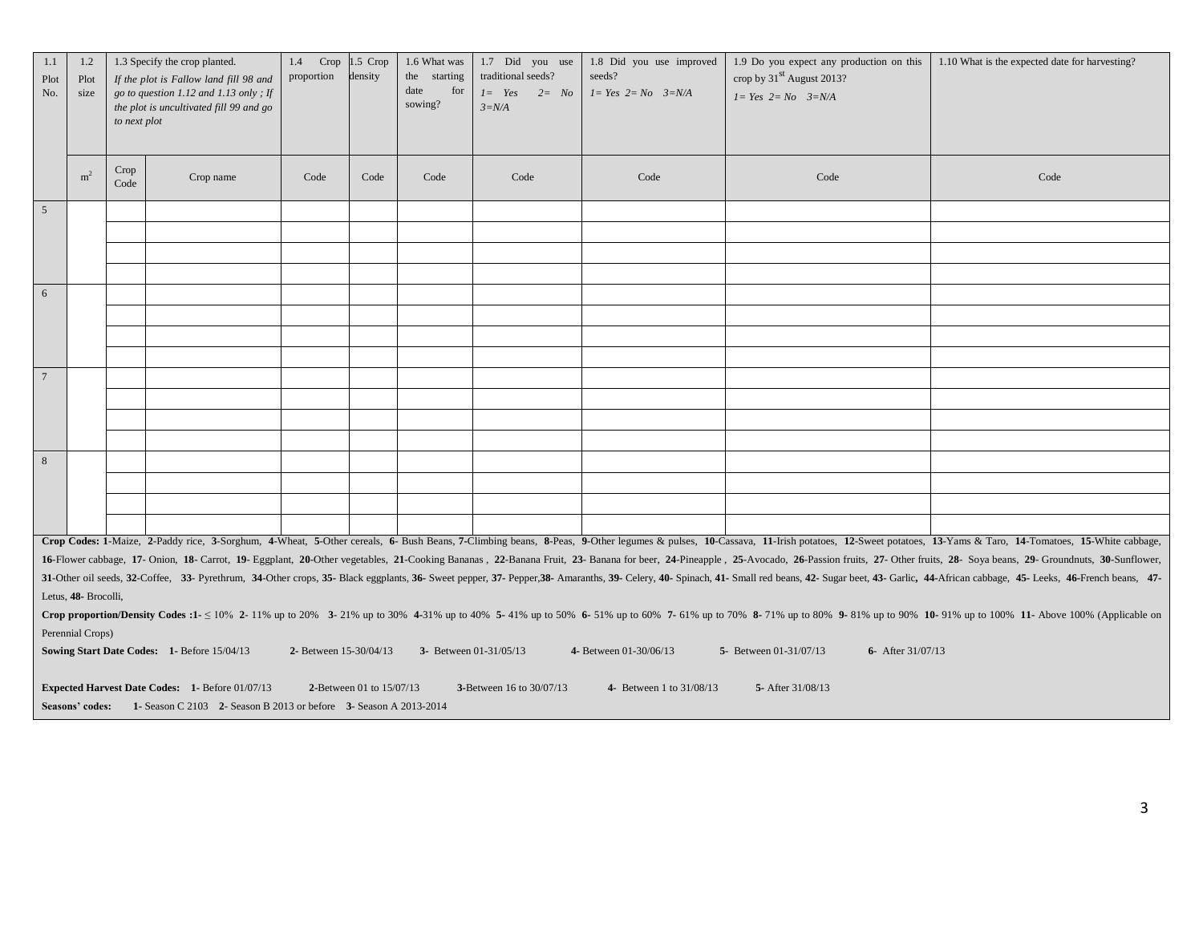| 1.1 Plot No. | 1.2 Plot size | 1.3 Specify the crop planted. *If the plot is Fallow land fill 98 and go to question 1.12 and 1.13 only ; If the plot is uncultivated fill 99 and go to next plot* | | 1.4 Crop proportion | 1.5 Crop density | 1.6 What was the starting date for sowing? | 1.7 Did you use traditional seeds? *1= Yes 2= No 3=N/A* | 1.8 Did you use improved seeds? *1= Yes 2= No 3=N/A* | 1.9 Do you expect any production on this crop by 31[st] August 2013? *1= Yes 2= No 3=N/A* | 1.10 What is the expected date for harvesting? |
|---|---|---|---|---|---|---|---|---|---|---|
| | $m^2$ | Crop Code | Crop name | Code | Code | Code | Code | Code | Code | Code |
| 5 | | | | | | | | | | |
| | | | | | | | | | | |
| | | | | | | | | | | |
| | | | | | | | | | | |
| 6 | | | | | | | | | | |
| | | | | | | | | | | |
| | | | | | | | | | | |
| | | | | | | | | | | |
| 7 | | | | | | | | | | |
| | | | | | | | | | | |
| | | | | | | | | | | |
| | | | | | | | | | | |
| 8 | | | | | | | | | | |
| | | | | | | | | | | |
| | | | | | | | | | | |
| | | | | | | | | | | |

**Crop Codes: 1**-Maize, **2**-Paddy rice, **3**-Sorghum, **4**-Wheat, **5**-Other cereals, **6**- Bush Beans, **7**-Climbing beans, **8**-Peas, **9**-Other legumes & pulses, **10**-Cassava, **11**-Irish potatoes, **12**-Sweet potatoes, **13**-Yams & Taro, **14**-Tomatoes, **15**-White cabbage, **16**-Flower cabbage, **17**- Onion, **18**- Carrot, **19**- Eggplant, **20**-Other vegetables, **21**-Cooking Bananas , **22**-Banana Fruit, **23**- Banana for beer, **24**-Pineapple , **25**-Avocado, **26**-Passion fruits, **27**- Other fruits, **28**- Soya beans, **29**- Groundnuts, **30**-Sunflower, **31**-Other oil seeds, **32**-Coffee, **33**- Pyrethrum, **34**-Other crops, **35**- Black eggplants, **36**- Sweet pepper, **37**- Pepper,**38**- Amaranths, **39**- Celery, **40**- Spinach, **41**- Small red beans, **42**- Sugar beet, **43**- Garlic, **44**-African cabbage, **45**- Leeks, **46**-French beans, **47**- Letus, **48**- Brocolli,

**Crop proportion/Density Codes :1**- ≤ 10% **2**- 11% up to 20% **3**- 21% up to 30% **4**-31% up to 40% **5**- 41% up to 50% **6**- 51% up to 60% **7**- 61% up to 70% **8**- 71% up to 80% **9**- 81% up to 90% **10**- 91% up to 100% **11**- Above 100% (Applicable on Perennial Crops)

**Sowing Start Date Codes: 1**- Before 15/04/13 **2**- Between 15-30/04/13 **3**- Between 01-31/05/13 **4**- Between 01-30/06/13 **5**- Between 01-31/07/13 **6**- After 31/07/13

**Expected Harvest Date Codes: 1**- Before 01/07/13 **2**-Between 01 to 15/07/13 **3**-Between 16 to 30/07/13 **4**- Between 1 to 31/08/13 **5**- After 31/08/13

**Seasons' codes: 1**- Season C 2103 **2**- Season B 2013 or before **3**- Season A 2013-2014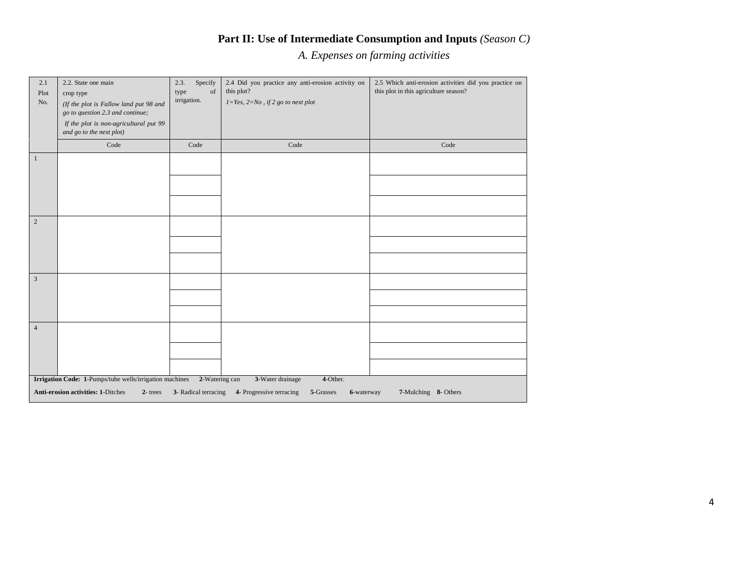## **Part II: Use of Intermediate Consumption and Inputs** *(Season C)*

### *A. Expenses on farming activities*

| 2.1 Plot No. | 2.2. State one main crop type *(If the plot is Fallow land put 98 and go to question 2.3 and continue; If the plot is non-agricultural put 99 and go to the next plot)* | 2.3. Specify type of irrigation. | 2.4 Did you practice any anti-erosion activity on this plot? *1=Yes, 2=No , if 2 go to next plot* | 2.5 Which anti-erosion activities did you practice on this plot in this agriculture season? |
|---|---|---|---|---|
| | Code | Code | Code | Code |
| 1 | | | | |
| | | | | |
| | | | | |
| 2 | | | | |
| | | | | |
| | | | | |
| 3 | | | | |
| | | | | |
| | | | | |
| 4 | | | | |
| | | | | |
| | | | | |

**Irrigation Code: 1**-Pumps/tube wells/irrigation machines **2**-Watering can **3**-Water drainage **4**-Other.

**Anti-erosion activities: 1**-Ditches **2**- trees **3**- Radical terracing **4**- Progressive terracing **5**-Grasses **6**-waterway **7**-Mulching **8**- Others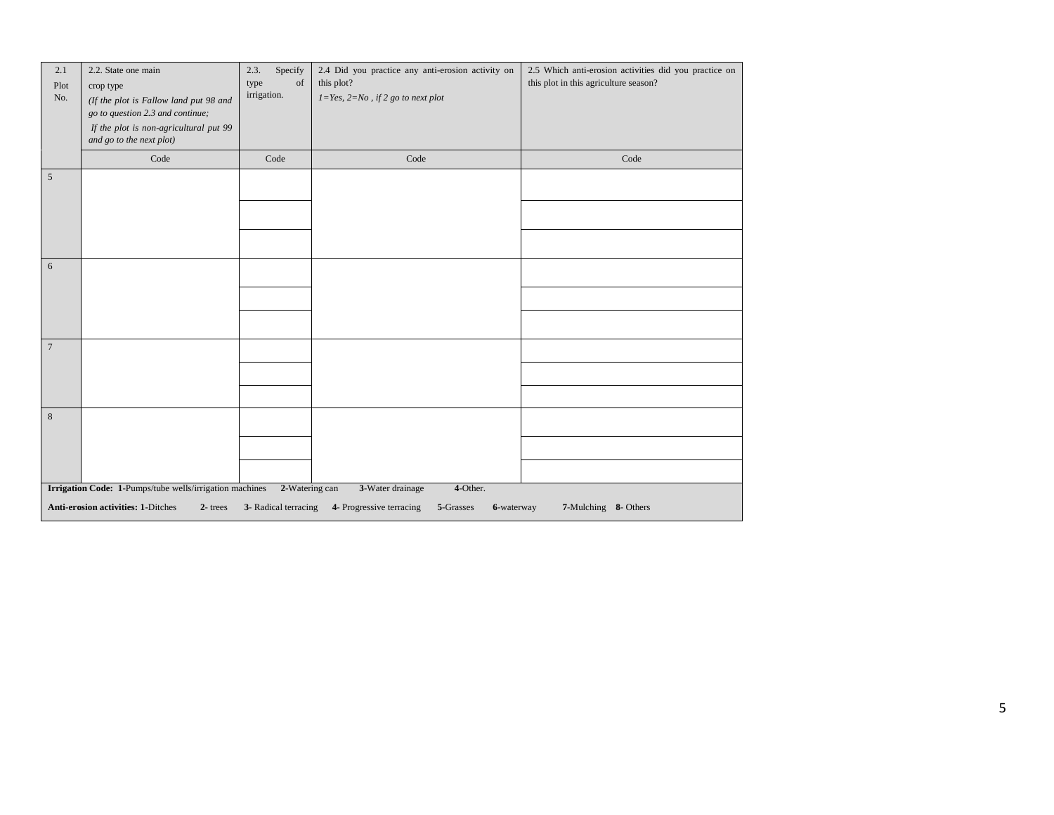| 2.1 Plot No. | 2.2. State one main crop type *(If the plot is Fallow land put 98 and go to question 2.3 and continue; If the plot is non-agricultural put 99 and go to the next plot)* | 2.3. Specify type of irrigation. | 2.4 Did you practice any anti-erosion activity on this plot? *1=Yes, 2=No , if 2 go to next plot* | 2.5 Which anti-erosion activities did you practice on this plot in this agriculture season? |
|---|---|---|---|---|
| | Code | Code | Code | Code |
| 5 | | | | |
| | | | | |
| | | | | |
| 6 | | | | |
| | | | | |
| | | | | |
| 7 | | | | |
| | | | | |
| | | | | |
| 8 | | | | |
| | | | | |
| | | | | |

**Irrigation Code: 1**-Pumps/tube wells/irrigation machines **2**-Watering can **3**-Water drainage **4**-Other.

**Anti-erosion activities: 1**-Ditches **2**- trees **3**- Radical terracing **4**- Progressive terracing **5**-Grasses **6**-waterway **7**-Mulching **8**- Others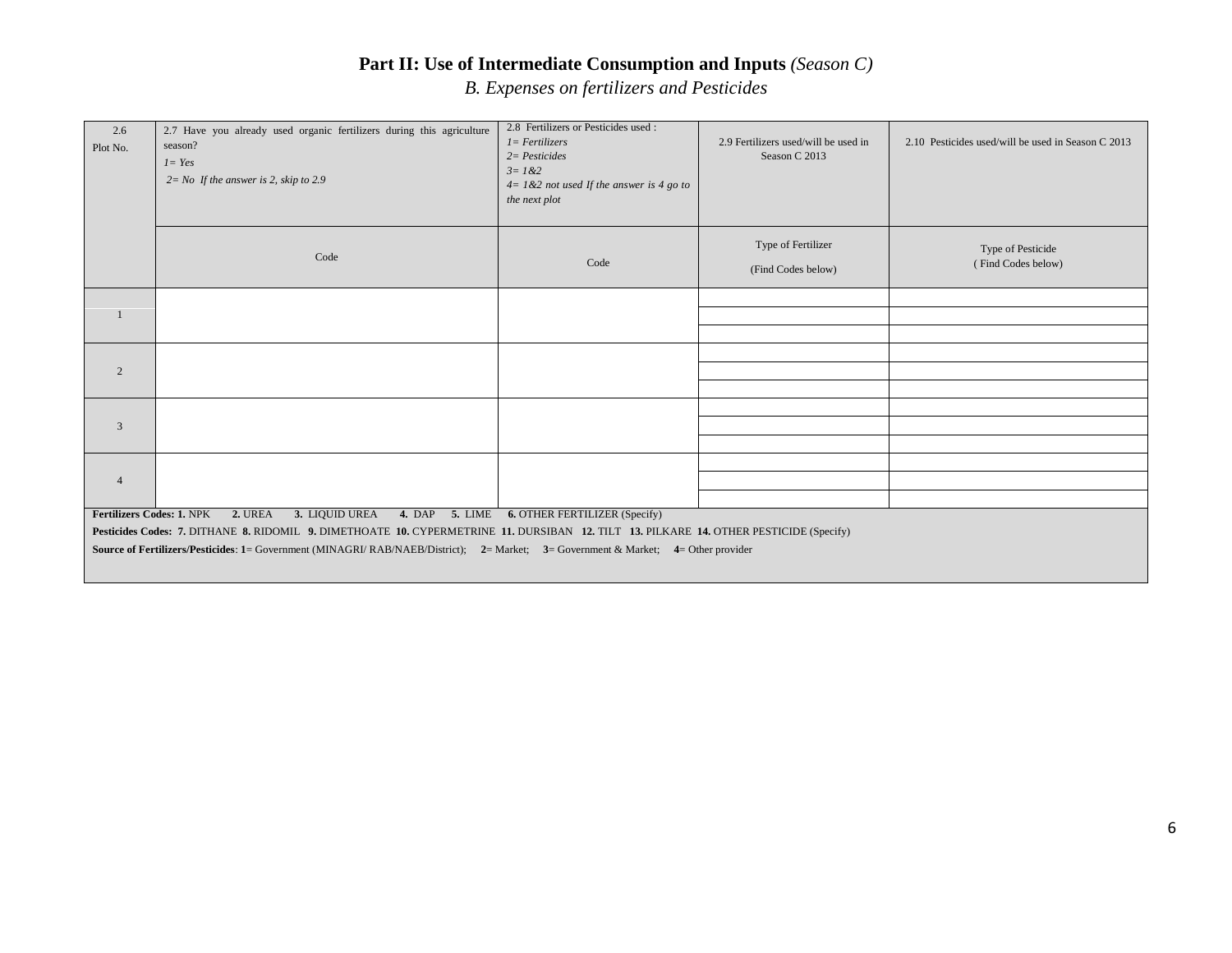# Part II: Use of Intermediate Consumption and Inputs *(Season C)*

## *B. Expenses on fertilizers and Pesticides*

| 2.6 Plot No. | 2.7 Have you already used organic fertilizers during this agriculture season? *1= Yes* *2= No If the answer is 2, skip to 2.9* | 2.8 Fertilizers or Pesticides used : *1= Fertilizers* *2= Pesticides* *3= 1&2* *4= 1&2 not used If the answer is 4 go to the next plot* | 2.9 Fertilizers used/will be used in Season C 2013 | 2.10 Pesticides used/will be used in Season C 2013 |
|---|---|---|---|---|
| | Code | Code | Type of Fertilizer (Find Codes below) | Type of Pesticide ( Find Codes below) |
| 1 | | | | |
| | | | | |
| | | | | |
| 2 | | | | |
| | | | | |
| | | | | |
| 3 | | | | |
| | | | | |
| | | | | |
| 4 | | | | |
| | | | | |
| | | | | |

**Fertilizers Codes: 1.** NPK **2.** UREA **3.** LIQUID UREA **4.** DAP **5.** LIME **6.** OTHER FERTILIZER (Specify)

**Pesticides Codes: 7.** DITHANE **8.** RIDOMIL **9.** DIMETHOATE **10.** CYPERMETRINE **11.** DURSIBAN **12.** TILT **13.** PILKARE **14.** OTHER PESTICIDE (Specify)

**Source of Fertilizers/Pesticides**: **1**= Government (MINAGRI/ RAB/NAEB/District); **2**= Market; **3**= Government & Market; **4**= Other provider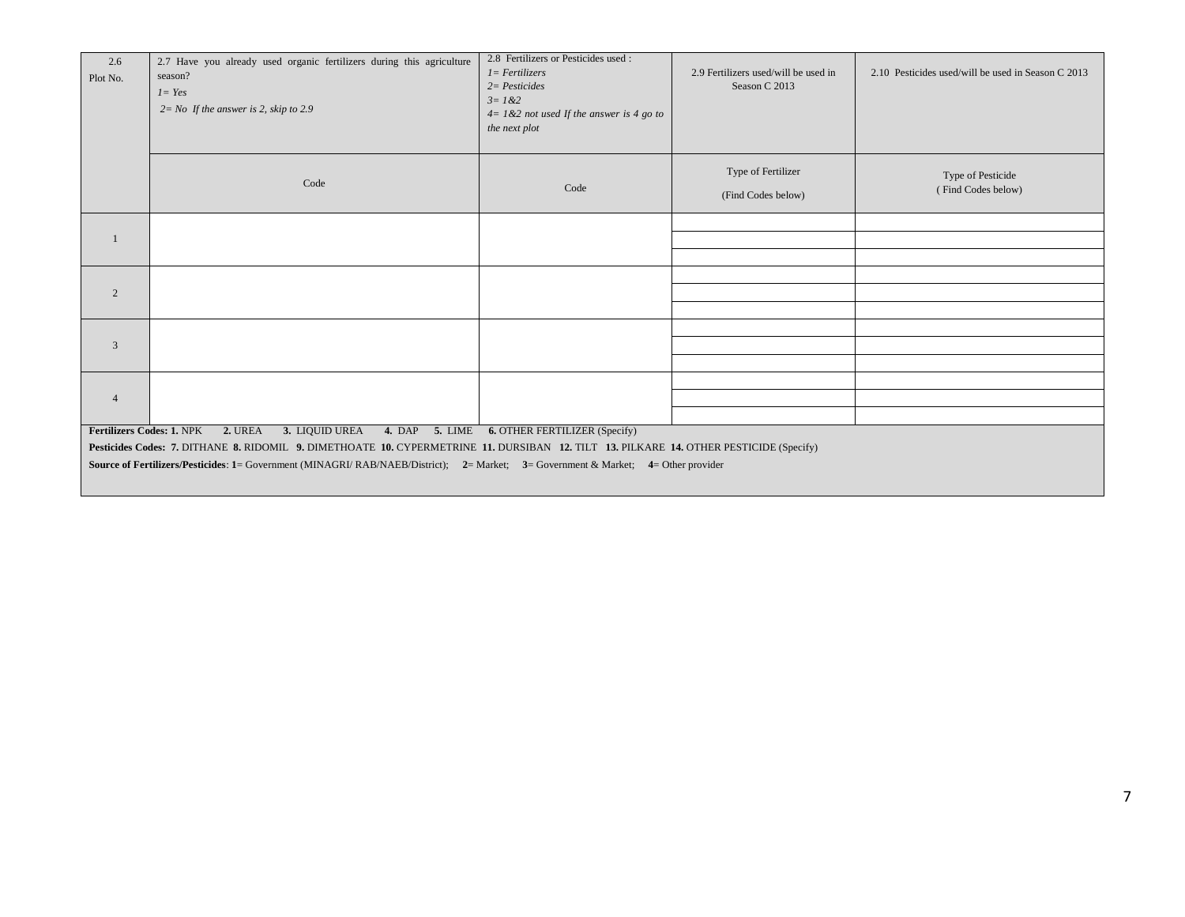| 2.6 Plot No. | 2.7 Have you already used organic fertilizers during this agriculture season? *1= Yes* *2= No If the answer is 2, skip to 2.9* | 2.8 Fertilizers or Pesticides used : *1= Fertilizers* *2= Pesticides* *3= 1&2* *4= 1&2 not used If the answer is 4 go to the next plot* | 2.9 Fertilizers used/will be used in Season C 2013 | 2.10 Pesticides used/will be used in Season C 2013 |
|---|---|---|---|---|
| | Code | Code | Type of Fertilizer (Find Codes below) | Type of Pesticide ( Find Codes below) |
| 1 | | | | |
| | | | | |
| | | | | |
| 2 | | | | |
| | | | | |
| | | | | |
| 3 | | | | |
| | | | | |
| | | | | |
| 4 | | | | |
| | | | | |
| | | | | |

**Fertilizers Codes: 1.** NPK **2.** UREA **3.** LIQUID UREA **4.** DAP **5.** LIME **6.** OTHER FERTILIZER (Specify)

**Pesticides Codes: 7.** DITHANE **8.** RIDOMIL **9.** DIMETHOATE **10.** CYPERMETRINE **11.** DURSIBAN **12.** TILT **13.** PILKARE **14.** OTHER PESTICIDE (Specify)

**Source of Fertilizers/Pesticides**: **1**= Government (MINAGRI/ RAB/NAEB/District); **2**= Market; **3**= Government & Market; **4**= Other provider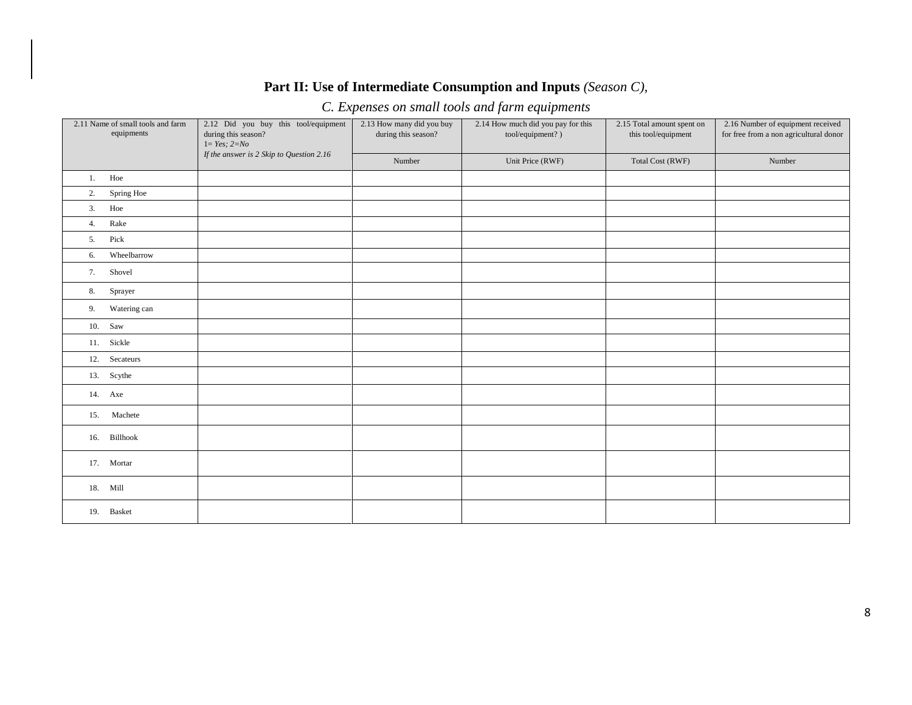**Part II: Use of Intermediate Consumption and Inputs** *(Season C)*,

*C. Expenses on small tools and farm equipments*

| 2.11 Name of small tools and farm equipments | 2.12 Did you buy this tool/equipment during this season? *1= Yes; 2=No* *If the answer is 2 Skip to Question 2.16* | 2.13 How many did you buy during this season? | 2.14 How much did you pay for this tool/equipment? ) | 2.15 Total amount spent on this tool/equipment | 2.16 Number of equipment received for free from a non agricultural donor |
|---|---|---|---|---|---|
| | | Number | Unit Price (RWF) | Total Cost (RWF) | Number |
| 1. Hoe | | | | | |
| 2. Spring Hoe | | | | | |
| 3. Hoe | | | | | |
| 4. Rake | | | | | |
| 5. Pick | | | | | |
| 6. Wheelbarrow | | | | | |
| 7. Shovel | | | | | |
| 8. Sprayer | | | | | |
| 9. Watering can | | | | | |
| 10. Saw | | | | | |
| 11. Sickle | | | | | |
| 12. Secateurs | | | | | |
| 13. Scythe | | | | | |
| 14. Axe | | | | | |
| 15. Machete | | | | | |
| 16. Billhook | | | | | |
| 17. Mortar | | | | | |
| 18. Mill | | | | | |
| 19. Basket | | | | | |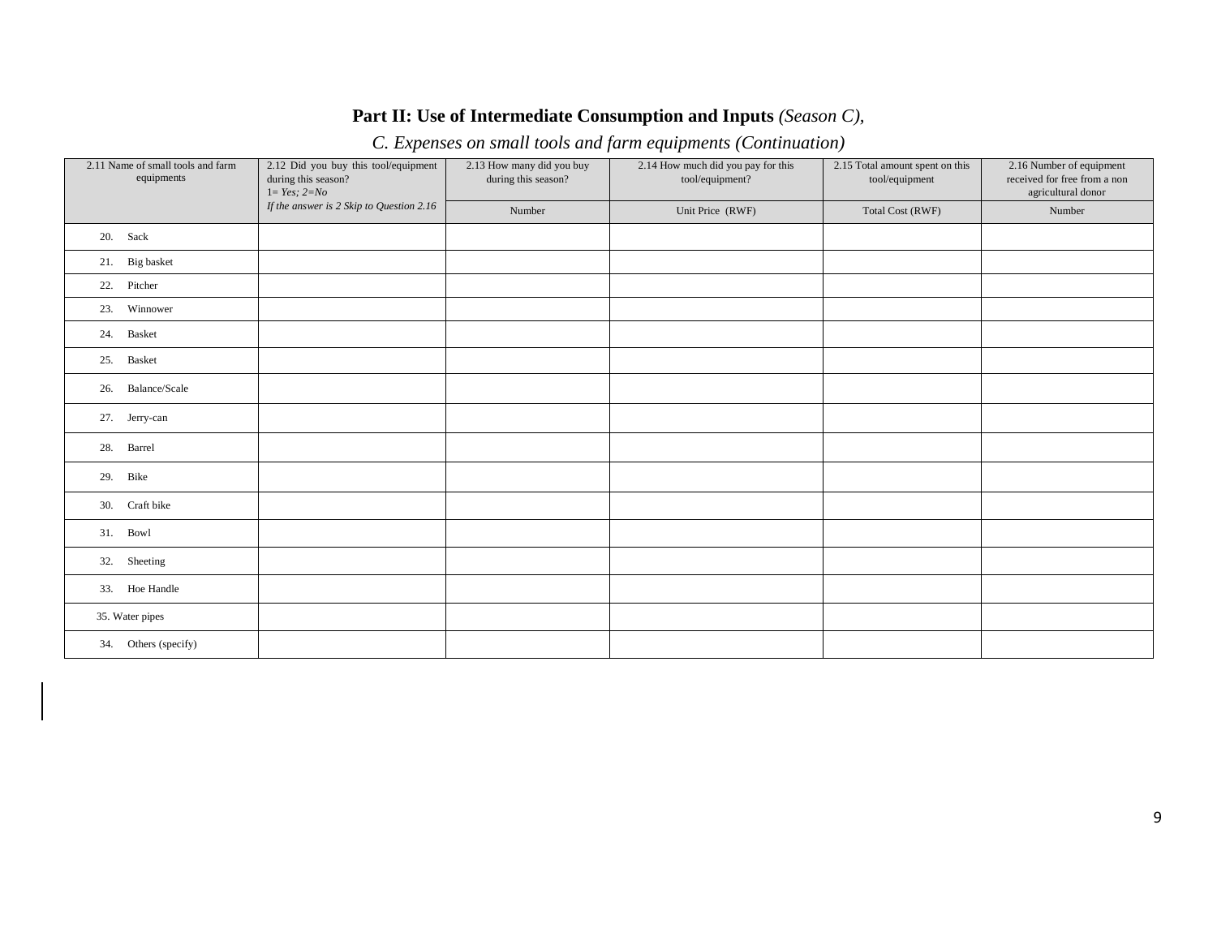## Part II: Use of Intermediate Consumption and Inputs *(Season C),*

### *C. Expenses on small tools and farm equipments (Continuation)*

| 2.11 Name of small tools and farm equipments | 2.12 Did you buy this tool/equipment during this season? *1= Yes; 2=No* *If the answer is 2 Skip to Question 2.16* | 2.13 How many did you buy during this season? | 2.14 How much did you pay for this tool/equipment? | 2.15 Total amount spent on this tool/equipment | 2.16 Number of equipment received for free from a non agricultural donor |
|---|---|---|---|---|---|
| | | Number | Unit Price (RWF) | Total Cost (RWF) | Number |
| 20. Sack | | | | | |
| 21. Big basket | | | | | |
| 22. Pitcher | | | | | |
| 23. Winnower | | | | | |
| 24. Basket | | | | | |
| 25. Basket | | | | | |
| 26. Balance/Scale | | | | | |
| 27. Jerry-can | | | | | |
| 28. Barrel | | | | | |
| 29. Bike | | | | | |
| 30. Craft bike | | | | | |
| 31. Bowl | | | | | |
| 32. Sheeting | | | | | |
| 33. Hoe Handle | | | | | |
| 35. Water pipes | | | | | |
| 34. Others (specify) | | | | | |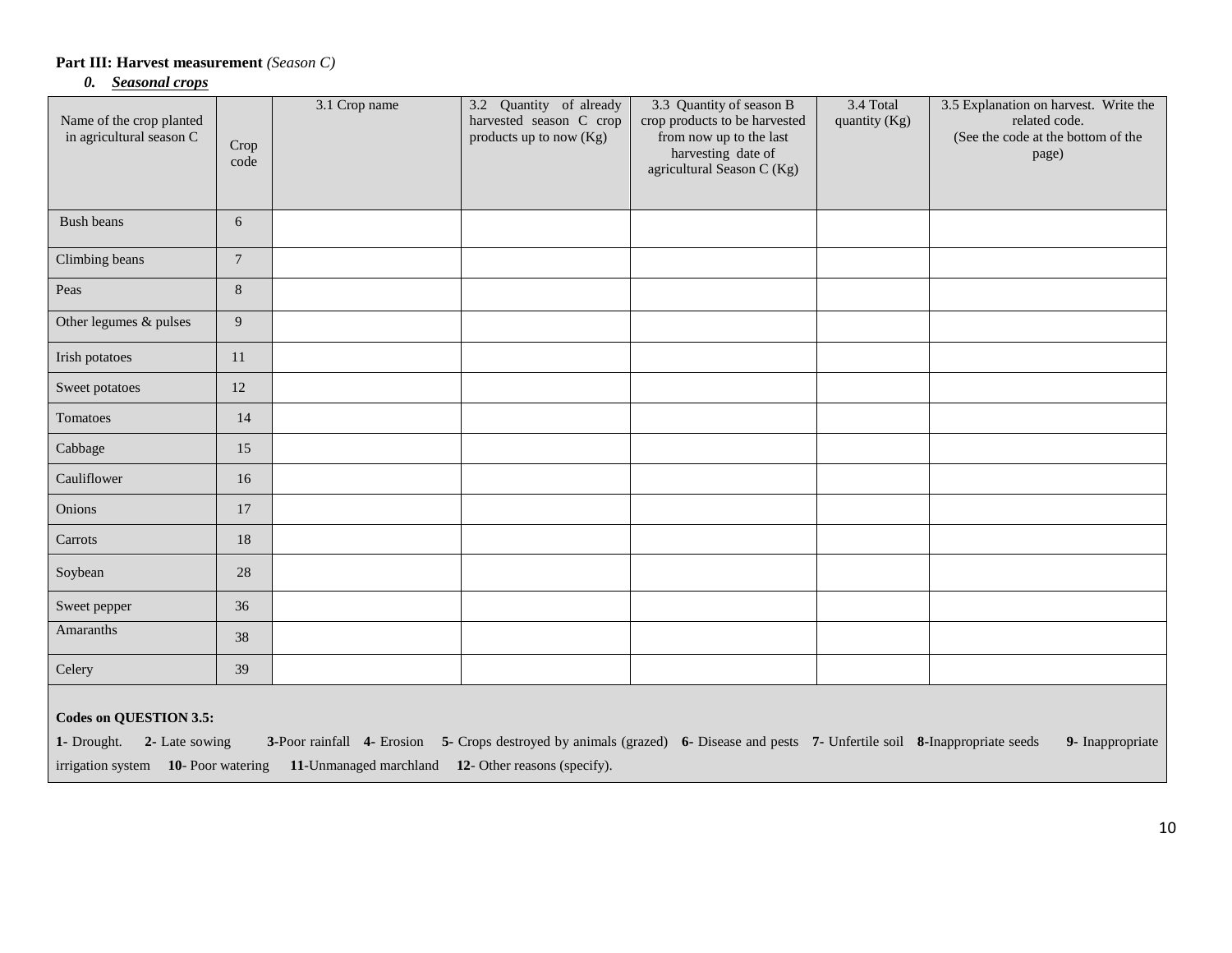**Part III: Harvest measurement** *(Season C)*

***0. Seasonal crops***

| Name of the crop planted in agricultural season C | Crop code | 3.1 Crop name | 3.2 Quantity of already harvested season C crop products up to now (Kg) | 3.3 Quantity of season B crop products to be harvested from now up to the last harvesting date of agricultural Season C (Kg) | 3.4 Total quantity (Kg) | 3.5 Explanation on harvest. Write the related code. (See the code at the bottom of the page) |
|---|---|---|---|---|---|---|
| Bush beans | 6 | | | | | |
| Climbing beans | 7 | | | | | |
| Peas | 8 | | | | | |
| Other legumes & pulses | 9 | | | | | |
| Irish potatoes | 11 | | | | | |
| Sweet potatoes | 12 | | | | | |
| Tomatoes | 14 | | | | | |
| Cabbage | 15 | | | | | |
| Cauliflower | 16 | | | | | |
| Onions | 17 | | | | | |
| Carrots | 18 | | | | | |
| Soybean | 28 | | | | | |
| Sweet pepper | 36 | | | | | |
| Amaranths | 38 | | | | | |
| Celery | 39 | | | | | |

**Codes on QUESTION 3.5:**

**1-** Drought. **2-** Late sowing **3-**Poor rainfall **4-** Erosion **5-** Crops destroyed by animals (grazed) **6-** Disease and pests **7-** Unfertile soil **8-**Inappropriate seeds **9-** Inappropriate irrigation system **10-** Poor watering **11-**Unmanaged marchland **12-** Other reasons (specify).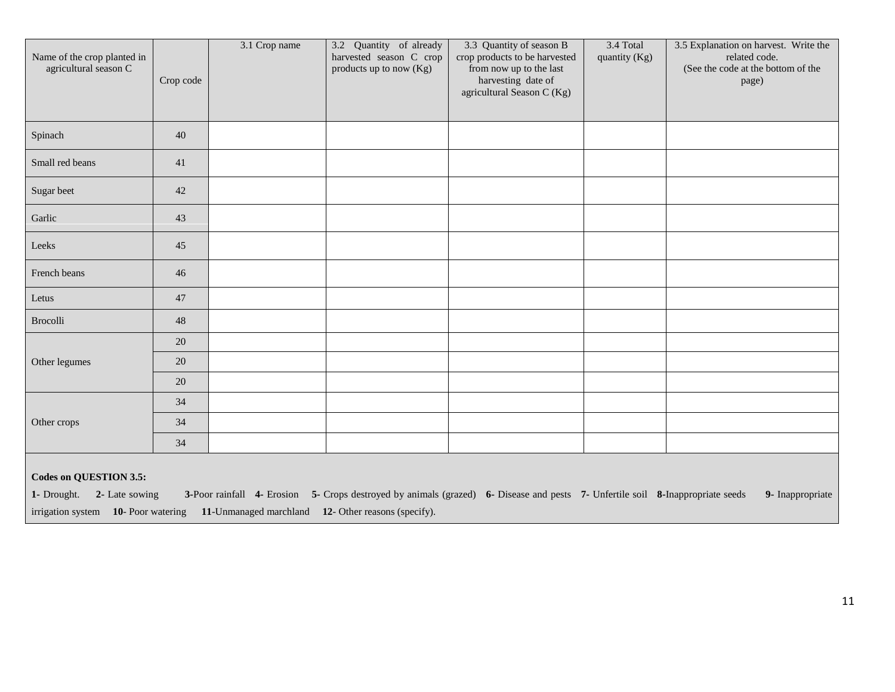| Name of the crop planted in agricultural season C | Crop code | 3.1 Crop name | 3.2 Quantity of already harvested season C crop products up to now (Kg) | 3.3 Quantity of season B crop products to be harvested from now up to the last harvesting date of agricultural Season C (Kg) | 3.4 Total quantity (Kg) | 3.5 Explanation on harvest. Write the related code. (See the code at the bottom of the page) |
|---|---|---|---|---|---|---|
| Spinach | 40 | | | | | |
| Small red beans | 41 | | | | | |
| Sugar beet | 42 | | | | | |
| Garlic | 43 | | | | | |
| Leeks | 45 | | | | | |
| French beans | 46 | | | | | |
| Letus | 47 | | | | | |
| Brocolli | 48 | | | | | |
| Other legumes | 20 | | | | | |
| | 20 | | | | | |
| | 20 | | | | | |
| Other crops | 34 | | | | | |
| | 34 | | | | | |
| | 34 | | | | | |

**Codes on QUESTION 3.5:**

**1-** Drought. **2-** Late sowing **3-**Poor rainfall **4-** Erosion **5-** Crops destroyed by animals (grazed) **6-** Disease and pests **7-** Unfertile soil **8-**Inappropriate seeds **9-** Inappropriate irrigation system **10-** Poor watering **11-**Unmanaged marchland **12-** Other reasons (specify).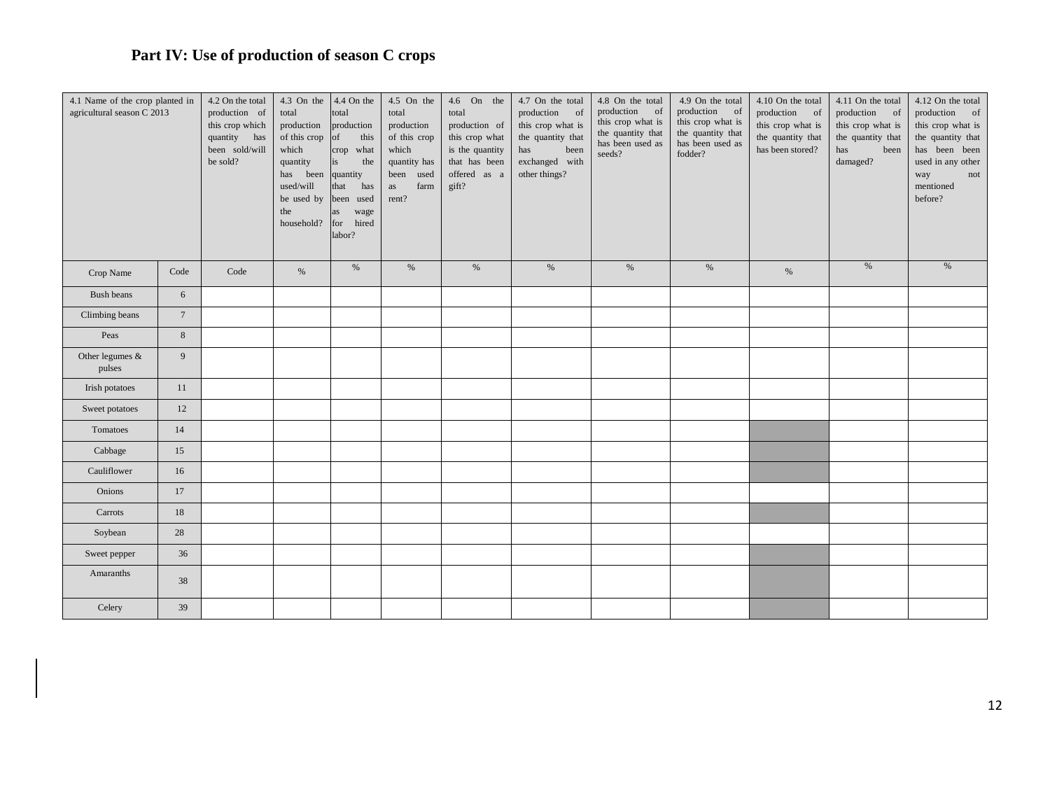## Part IV: Use of production of season C crops

| 4.1 Name of the crop planted in agricultural season C 2013 | | 4.2 On the total production of this crop which quantity has been sold/will be sold? | 4.3 On the total production of this crop which quantity has been used/will be used by the household? | 4.4 On the total production of this crop what is the quantity that has been used as wage for hired labor? | 4.5 On the total production of this crop which quantity has been used as farm rent? | 4.6 On the total production of this crop what is the quantity that has been offered as a gift? | 4.7 On the total production of this crop what is the quantity that has been exchanged with other things? | 4.8 On the total production of this crop what is the quantity that has been used as seeds? | 4.9 On the total production of this crop what is the quantity that has been used as fodder? | 4.10 On the total production of this crop what is the quantity that has been stored? | 4.11 On the total production of this crop what is the quantity that has been damaged? | 4.12 On the total production of this crop what is the quantity that has been been used in any other way not mentioned before? |
|---|---|---|---|---|---|---|---|---|---|---|---|---|
| Crop Name | Code | Code | % | % | % | % | % | % | % | % | % | % |
| Bush beans | 6 | | | | | | | | | | | |
| Climbing beans | 7 | | | | | | | | | | | |
| Peas | 8 | | | | | | | | | | | |
| Other legumes & pulses | 9 | | | | | | | | | | | |
| Irish potatoes | 11 | | | | | | | | | | | |
| Sweet potatoes | 12 | | | | | | | | | | | |
| Tomatoes | 14 | | | | | | | | | | | |
| Cabbage | 15 | | | | | | | | | | | |
| Cauliflower | 16 | | | | | | | | | | | |
| Onions | 17 | | | | | | | | | | | |
| Carrots | 18 | | | | | | | | | | | |
| Soybean | 28 | | | | | | | | | | | |
| Sweet pepper | 36 | | | | | | | | | | | |
| Amaranths | 38 | | | | | | | | | | | |
| Celery | 39 | | | | | | | | | | | |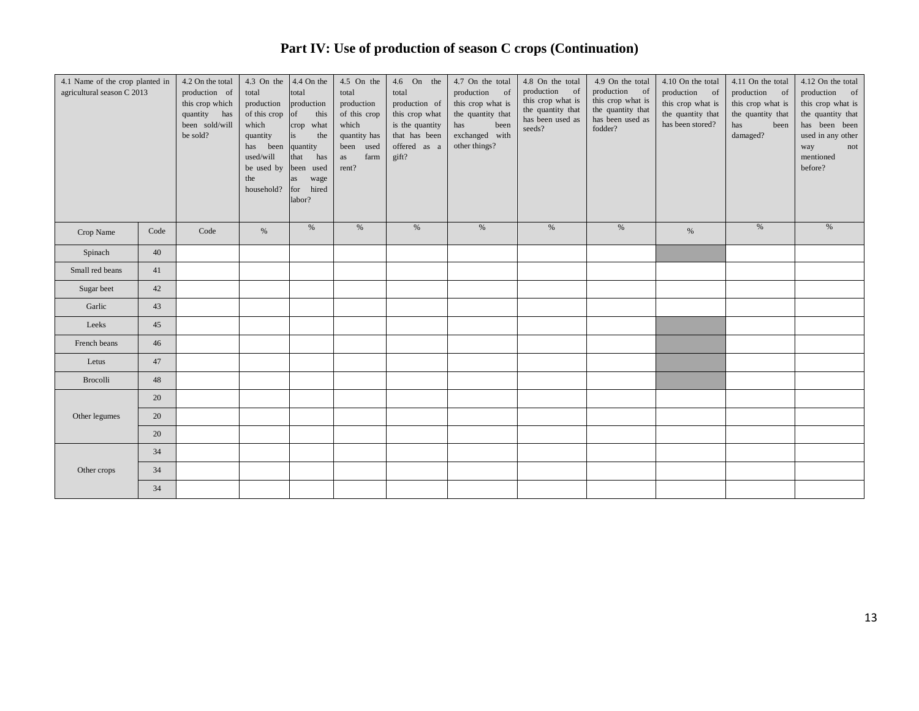# Part IV: Use of production of season C crops (Continuation)

| 4.1 Name of the crop planted in agricultural season C 2013 | | 4.2 On the total production of this crop which quantity has been sold/will be sold? | 4.3 On the total production of this crop which quantity has been used/will be used by the household? | 4.4 On the total production of this crop what is the quantity that has been used as wage for hired labor? | 4.5 On the total production of this crop which quantity has been used as farm rent? | 4.6 On the total production of this crop what is the quantity that has been offered as a gift? | 4.7 On the total production of this crop what is the quantity that has been exchanged with other things? | 4.8 On the total production of this crop what is the quantity that has been used as seeds? | 4.9 On the total production of this crop what is the quantity that has been used as fodder? | 4.10 On the total production of this crop what is the quantity that has been stored? | 4.11 On the total production of this crop what is the quantity that has been damaged? | 4.12 On the total production of this crop what is the quantity that has been been used in any other way not mentioned before? |
|---|---|---|---|---|---|---|---|---|---|---|---|---|
| Crop Name | Code | Code | % | % | % | % | % | % | % | % | % | % |
| Spinach | 40 | | | | | | | | | | | |
| Small red beans | 41 | | | | | | | | | | | |
| Sugar beet | 42 | | | | | | | | | | | |
| Garlic | 43 | | | | | | | | | | | |
| Leeks | 45 | | | | | | | | | | | |
| French beans | 46 | | | | | | | | | | | |
| Letus | 47 | | | | | | | | | | | |
| Brocolli | 48 | | | | | | | | | | | |
| Other legumes | 20 | | | | | | | | | | | |
| | 20 | | | | | | | | | | | |
| | 20 | | | | | | | | | | | |
| Other crops | 34 | | | | | | | | | | | |
| | 34 | | | | | | | | | | | |
| | 34 | | | | | | | | | | | |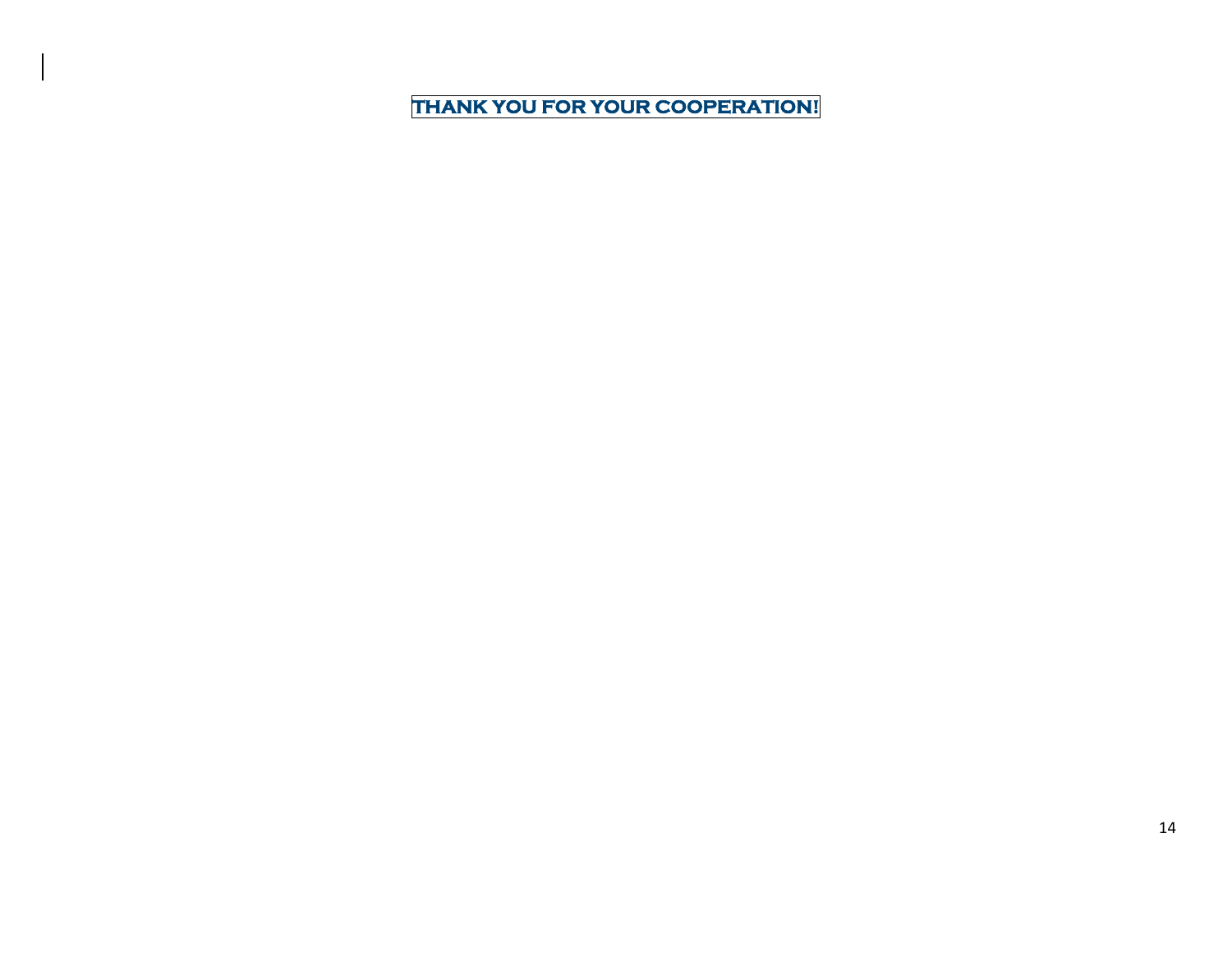**THANK YOU FOR YOUR COOPERATION!**